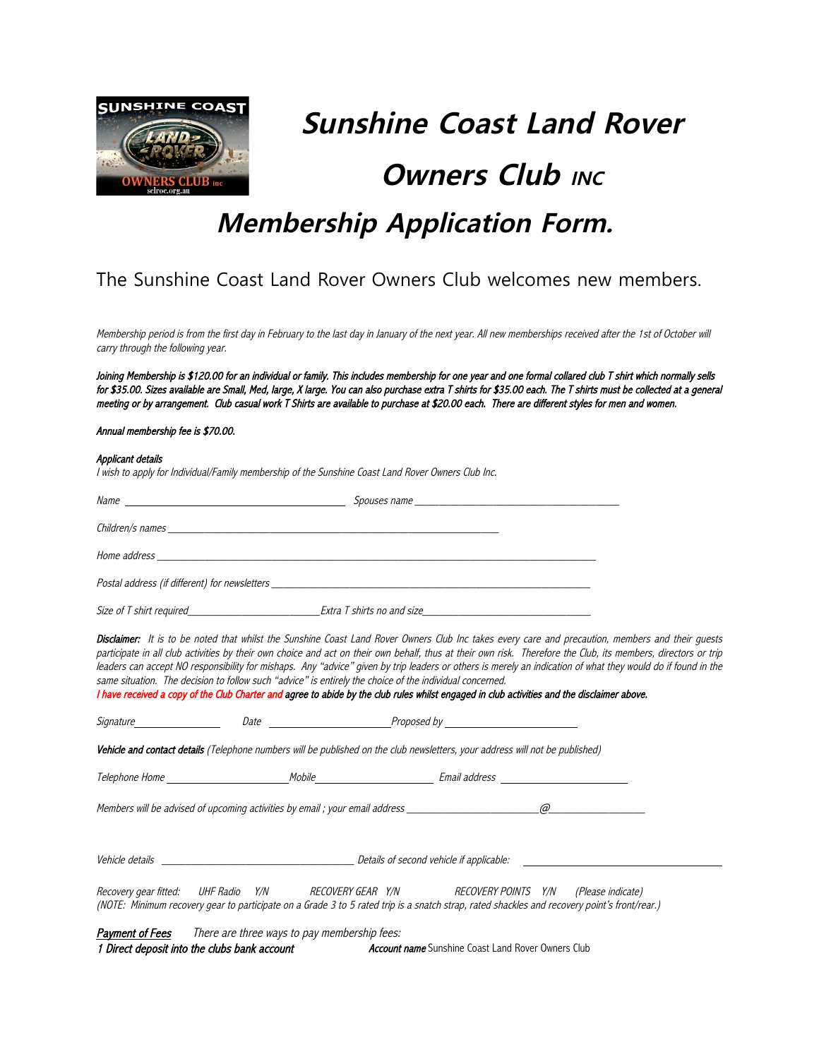# Sunshine Coast Land Rover Owners Club INC

# Membership Application Form.

The Sunshine Coast Land Rover Owners Club welcomes new members.

*Membership period is from the first day in February to the last day in January of the next year. All new memberships received after the 1st of October will carry through the following year.*

***Joining Membership is $120.00 for an individual or family. This includes membership for one year and one formal collared club T shirt which normally sells for $35.00. Sizes available are Small, Med, large, X large. You can also purchase extra T shirts for $35.00 each. The T shirts must be collected at a general meeting or by arrangement. Club casual work T Shirts are available to purchase at $20.00 each. There are different styles for men and women.***

***Annual membership fee is $70.00.***

***Applicant details***
*I wish to apply for Individual/Family membership of the Sunshine Coast Land Rover Owners Club Inc.*

*Name* ________________________________ *Spouses name* ________________________________

*Children/s names* ________________________________________________

*Home address* ________________________________________________________________

*Postal address (if different) for newsletters* ______________________________________________

*Size of T shirt required*________________________*Extra T shirts no and size*______________________________

***Disclaimer:*** *It is to be noted that whilst the Sunshine Coast Land Rover Owners Club Inc takes every care and precaution, members and their guests participate in all club activities by their own choice and act on their own behalf, thus at their own risk. Therefore the Club, its members, directors or trip leaders can accept NO responsibility for mishaps. Any "advice" given by trip leaders or others is merely an indication of what they would do if found in the same situation. The decision to follow such "advice" is entirely the choice of the individual concerned.*
***I have received a copy of the Club Charter and agree to abide by the club rules whilst engaged in club activities and the disclaimer above.***

*Signature*_______________ *Date* ______________________*Proposed by* ________________________

***Vehicle and contact details*** *(Telephone numbers will be published on the club newsletters, your address will not be published)*

*Telephone Home* ______________________*Mobile*______________________ *Email address* ______________________

*Members will be advised of upcoming activities by email ; your email address* ________________________@_________________

*Vehicle details* ___________________________________ *Details of second vehicle if applicable:* ____________________________________

*Recovery gear fitted: UHF Radio Y/N RECOVERY GEAR Y/N RECOVERY POINTS Y/N (Please indicate)*
*(NOTE: Minimum recovery gear to participate on a Grade 3 to 5 rated trip is a snatch strap, rated shackles and recovery point's front/rear.)*

***Payment of Fees*** *There are three ways to pay membership fees:*
***1 Direct deposit into the clubs bank account*** ***Account name*** Sunshine Coast Land Rover Owners Club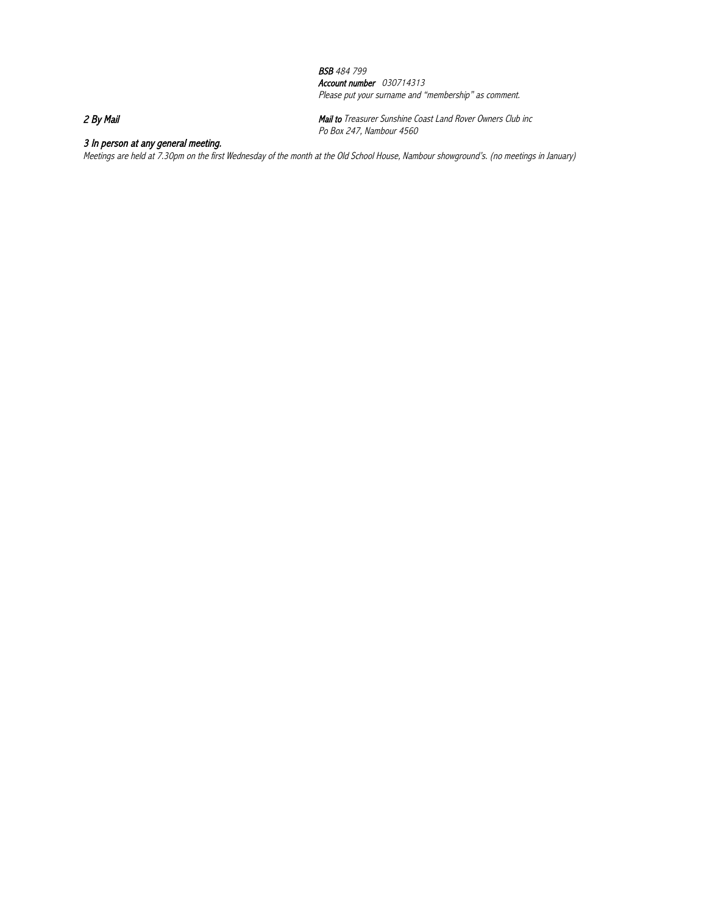***BSB*** *484 799*
***Account number*** *030714313*
*Please put your surname and "membership" as comment.*

*2 By Mail*

***Mail to*** *Treasurer Sunshine Coast Land Rover Owners Club inc*
*Po Box 247, Nambour 4560*

*3 In person at any general meeting.*

*Meetings are held at 7.30pm on the first Wednesday of the month at the Old School House, Nambour showground's. (no meetings in January)*